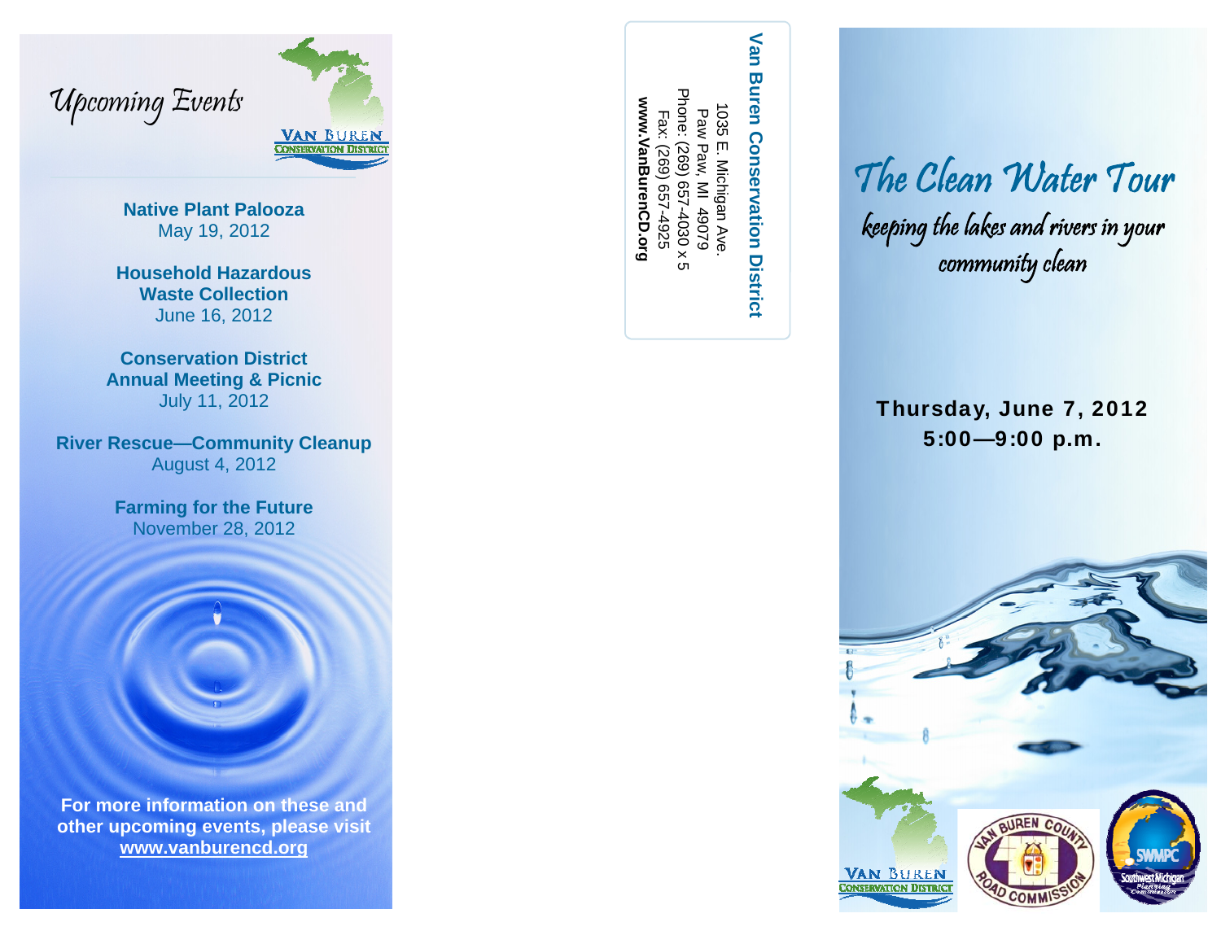# Upcoming Events

**Native Plant Palooza**
May 19, 2012

**Household Hazardous Waste Collection**
June 16, 2012

**Conservation District Annual Meeting & Picnic**
July 11, 2012

**River Rescue—Community Cleanup**
August 4, 2012

**Farming for the Future**
November 28, 2012

**For more information on these and other upcoming events, please visit www.vanburencd.org**

---

**Van Buren Conservation District**

1035 E. Michigan Ave.
Paw Paw, MI 49079
Phone: (269) 657-4030 x 5
Fax: (269) 657-4925
**www.VanBurenCD.org**

---

# The Clean Water Tour

*keeping the lakes and rivers in your community clean*

**Thursday, June 7, 2012**
**5:00—9:00 p.m.**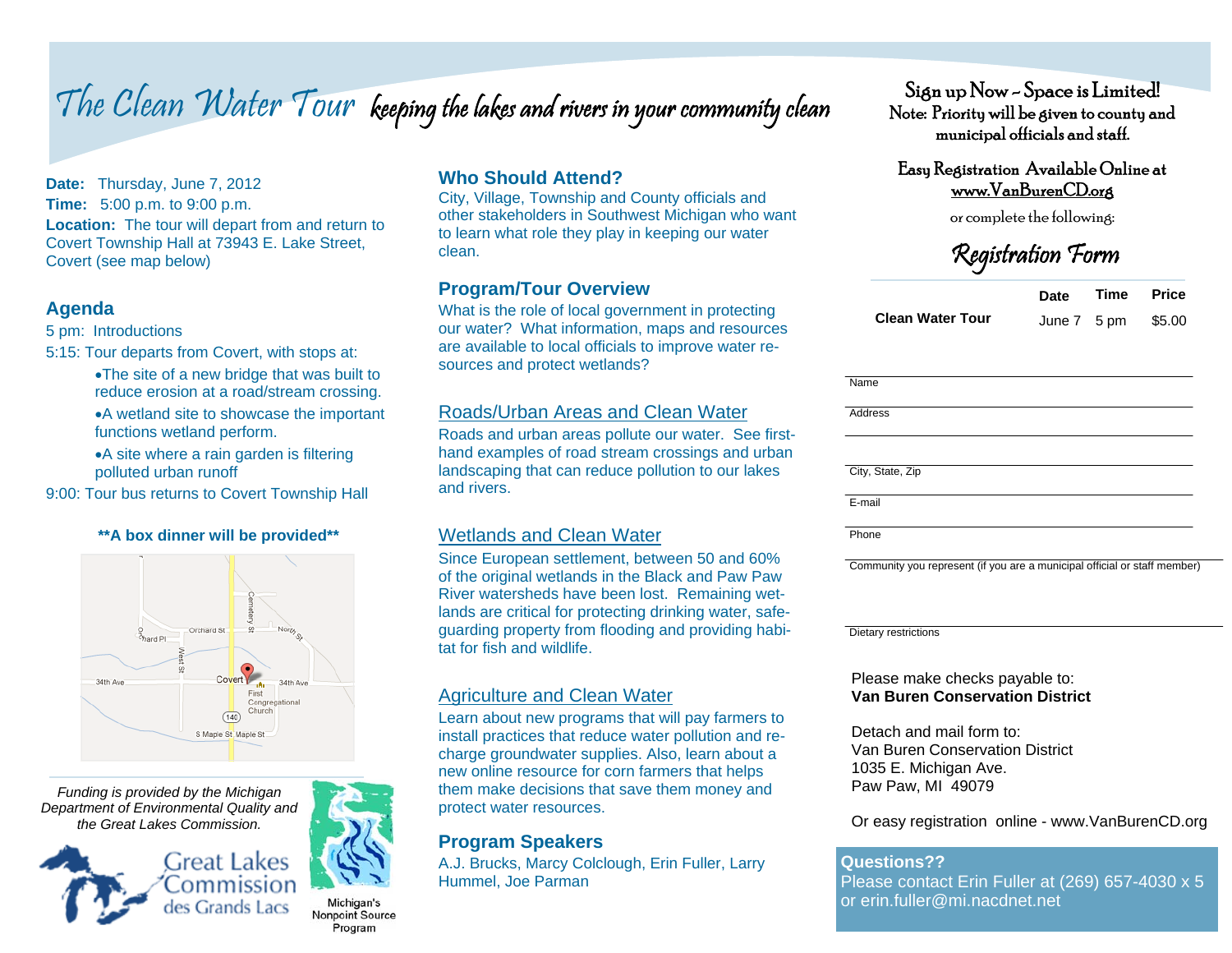# The Clean Water Tour *keeping the lakes and rivers in your community clean*

**Date:** Thursday, June 7, 2012

**Time:** 5:00 p.m. to 9:00 p.m.

**Location:** The tour will depart from and return to Covert Township Hall at 73943 E. Lake Street, Covert (see map below)

## Agenda

5 pm: Introductions

5:15: Tour departs from Covert, with stops at:

- The site of a new bridge that was built to reduce erosion at a road/stream crossing.
- A wetland site to showcase the important functions wetland perform.
- A site where a rain garden is filtering polluted urban runoff

9:00: Tour bus returns to Covert Township Hall

**\*\*A box dinner will be provided\*\***

Orchard St
Orchard Pl
Cemetery St
North St
West St
34th Ave
Covert
34th Ave
First Congregational Church
140
S Maple St
Maple St

*Funding is provided by the Michigan Department of Environmental Quality and the Great Lakes Commission.*

Great Lakes Commission des Grands Lacs

Michigan's Nonpoint Source Program

## Who Should Attend?

City, Village, Township and County officials and other stakeholders in Southwest Michigan who want to learn what role they play in keeping our water clean.

## Program/Tour Overview

What is the role of local government in protecting our water? What information, maps and resources are available to local officials to improve water resources and protect wetlands?

### Roads/Urban Areas and Clean Water

Roads and urban areas pollute our water. See first-hand examples of road stream crossings and urban landscaping that can reduce pollution to our lakes and rivers.

### Wetlands and Clean Water

Since European settlement, between 50 and 60% of the original wetlands in the Black and Paw Paw River watersheds have been lost. Remaining wetlands are critical for protecting drinking water, safeguarding property from flooding and providing habitat for fish and wildlife.

### Agriculture and Clean Water

Learn about new programs that will pay farmers to install practices that reduce water pollution and recharge groundwater supplies. Also, learn about a new online resource for corn farmers that helps them make decisions that save them money and protect water resources.

## Program Speakers

A.J. Brucks, Marcy Colclough, Erin Fuller, Larry Hummel, Joe Parman

**Sign up Now – Space is Limited!**
Note: Priority will be given to county and municipal officials and staff.

Easy Registration Available Online at
www.VanBurenCD.org

or complete the following:

## Registration Form

| | Date | Time | Price |
|---|---|---|---|
| **Clean Water Tour** | June 7 | 5 pm | $5.00 |

Name

Address

City, State, Zip

E-mail

Phone

Community you represent (if you are a municipal official or staff member)

Dietary restrictions

Please make checks payable to:
**Van Buren Conservation District**

Detach and mail form to:
Van Buren Conservation District
1035 E. Michigan Ave.
Paw Paw, MI 49079

Or easy registration online - www.VanBurenCD.org

**Questions??**
Please contact Erin Fuller at (269) 657-4030 x 5 or erin.fuller@mi.nacdnet.net